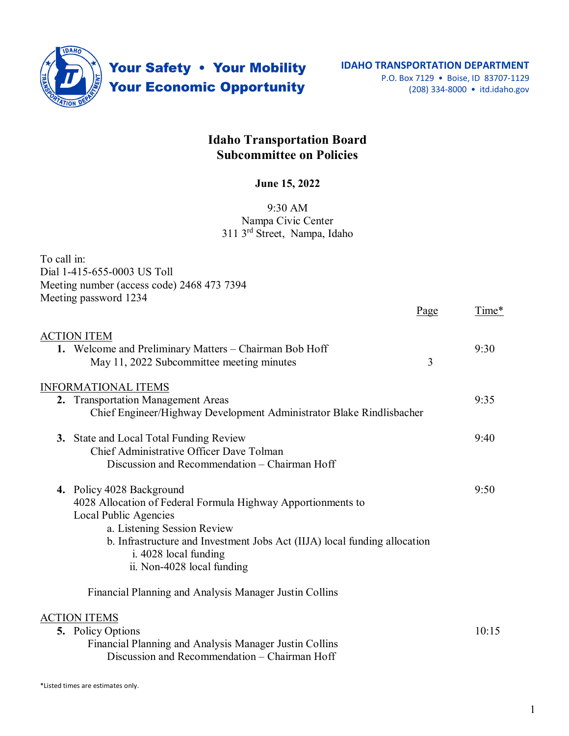Your Safety • Your Mobility
Your Economic Opportunity

**IDAHO TRANSPORTATION DEPARTMENT**
P.O. Box 7129 • Boise, ID 83707-1129
(208) 334-8000 • itd.idaho.gov

# Idaho Transportation Board
# Subcommittee on Policies

**June 15, 2022**

9:30 AM
Nampa Civic Center
311 3rd Street, Nampa, Idaho

To call in:
Dial 1-415-655-0003 US Toll
Meeting number (access code) 2468 473 7394
Meeting password 1234

| | Page | Time* |
|---|---|---|
| **ACTION ITEM** | | |
| **1.** Welcome and Preliminary Matters – Chairman Bob Hoff | | 9:30 |
| May 11, 2022 Subcommittee meeting minutes | 3 | |
| **INFORMATIONAL ITEMS** | | |
| **2.** Transportation Management Areas<br>Chief Engineer/Highway Development Administrator Blake Rindlisbacher | | 9:35 |
| **3.** State and Local Total Funding Review<br>Chief Administrative Officer Dave Tolman<br>Discussion and Recommendation – Chairman Hoff | | 9:40 |
| **4.** Policy 4028 Background<br>4028 Allocation of Federal Formula Highway Apportionments to Local Public Agencies<br>a. Listening Session Review<br>b. Infrastructure and Investment Jobs Act (IIJA) local funding allocation<br>i. 4028 local funding<br>ii. Non-4028 local funding<br><br>Financial Planning and Analysis Manager Justin Collins | | 9:50 |
| **ACTION ITEMS** | | |
| **5.** Policy Options<br>Financial Planning and Analysis Manager Justin Collins<br>Discussion and Recommendation – Chairman Hoff | | 10:15 |

*Listed times are estimates only.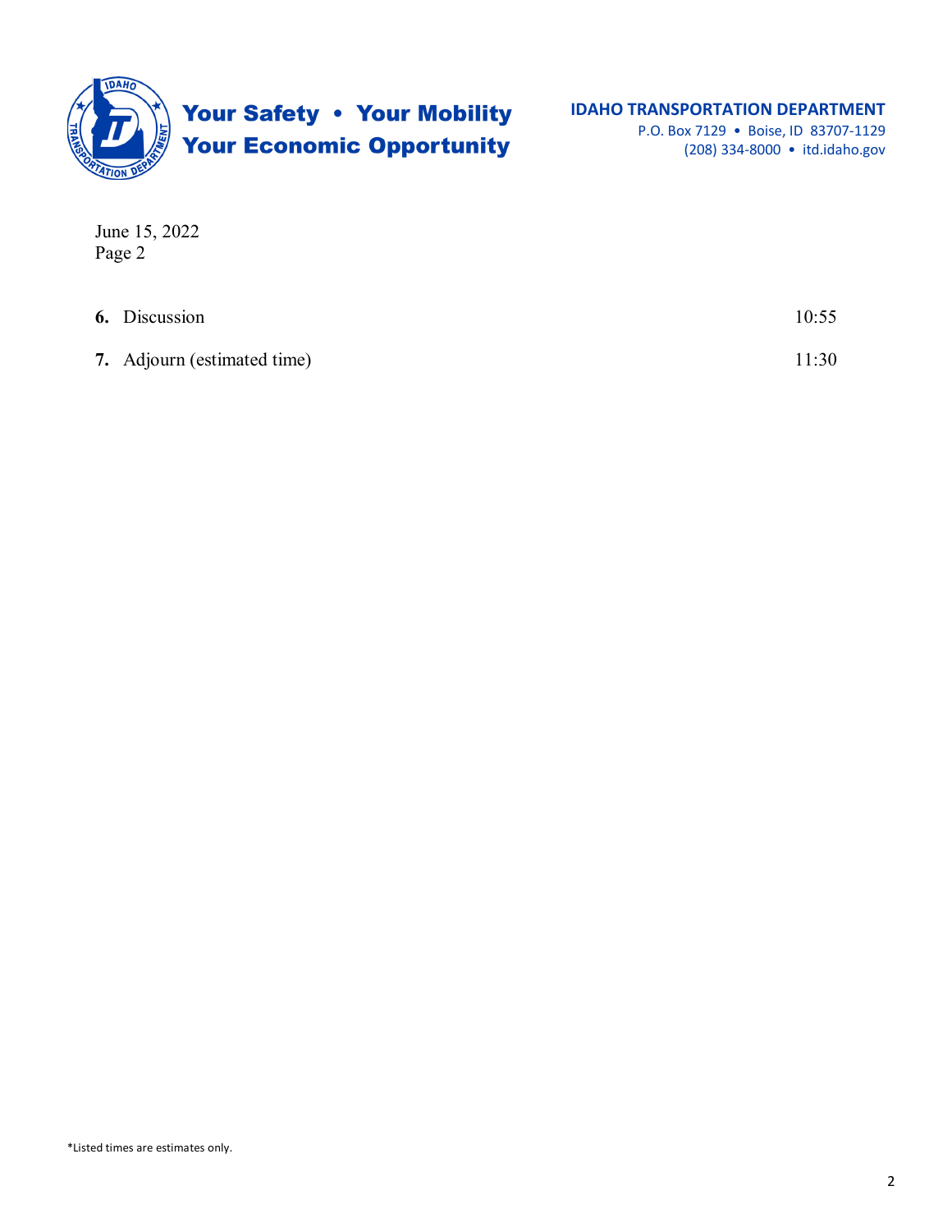June 15, 2022
Page 2

| | |
|---|---|
| **6.** Discussion | 10:55 |
| **7.** Adjourn (estimated time) | 11:30 |

*Listed times are estimates only.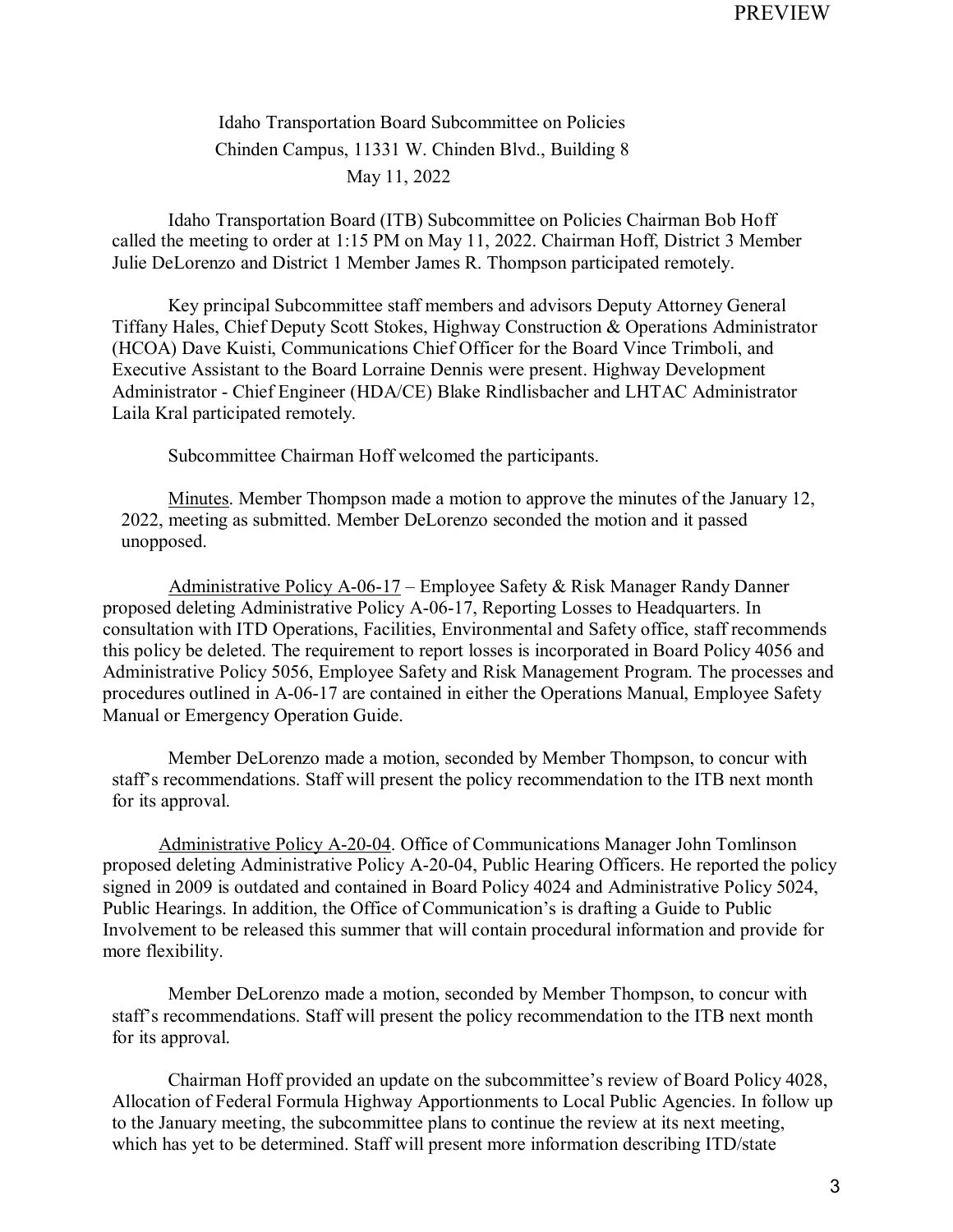Idaho Transportation Board Subcommittee on Policies
Chinden Campus, 11331 W. Chinden Blvd., Building 8
May 11, 2022

Idaho Transportation Board (ITB) Subcommittee on Policies Chairman Bob Hoff called the meeting to order at 1:15 PM on May 11, 2022. Chairman Hoff, District 3 Member Julie DeLorenzo and District 1 Member James R. Thompson participated remotely.

Key principal Subcommittee staff members and advisors Deputy Attorney General Tiffany Hales, Chief Deputy Scott Stokes, Highway Construction & Operations Administrator (HCOA) Dave Kuisti, Communications Chief Officer for the Board Vince Trimboli, and Executive Assistant to the Board Lorraine Dennis were present. Highway Development Administrator - Chief Engineer (HDA/CE) Blake Rindlisbacher and LHTAC Administrator Laila Kral participated remotely.

Subcommittee Chairman Hoff welcomed the participants.

Minutes. Member Thompson made a motion to approve the minutes of the January 12, 2022, meeting as submitted. Member DeLorenzo seconded the motion and it passed unopposed.

Administrative Policy A-06-17 – Employee Safety & Risk Manager Randy Danner proposed deleting Administrative Policy A-06-17, Reporting Losses to Headquarters. In consultation with ITD Operations, Facilities, Environmental and Safety office, staff recommends this policy be deleted. The requirement to report losses is incorporated in Board Policy 4056 and Administrative Policy 5056, Employee Safety and Risk Management Program. The processes and procedures outlined in A-06-17 are contained in either the Operations Manual, Employee Safety Manual or Emergency Operation Guide.

Member DeLorenzo made a motion, seconded by Member Thompson, to concur with staff's recommendations. Staff will present the policy recommendation to the ITB next month for its approval.

Administrative Policy A-20-04. Office of Communications Manager John Tomlinson proposed deleting Administrative Policy A-20-04, Public Hearing Officers. He reported the policy signed in 2009 is outdated and contained in Board Policy 4024 and Administrative Policy 5024, Public Hearings. In addition, the Office of Communication's is drafting a Guide to Public Involvement to be released this summer that will contain procedural information and provide for more flexibility.

Member DeLorenzo made a motion, seconded by Member Thompson, to concur with staff's recommendations. Staff will present the policy recommendation to the ITB next month for its approval.

Chairman Hoff provided an update on the subcommittee's review of Board Policy 4028, Allocation of Federal Formula Highway Apportionments to Local Public Agencies. In follow up to the January meeting, the subcommittee plans to continue the review at its next meeting, which has yet to be determined. Staff will present more information describing ITD/state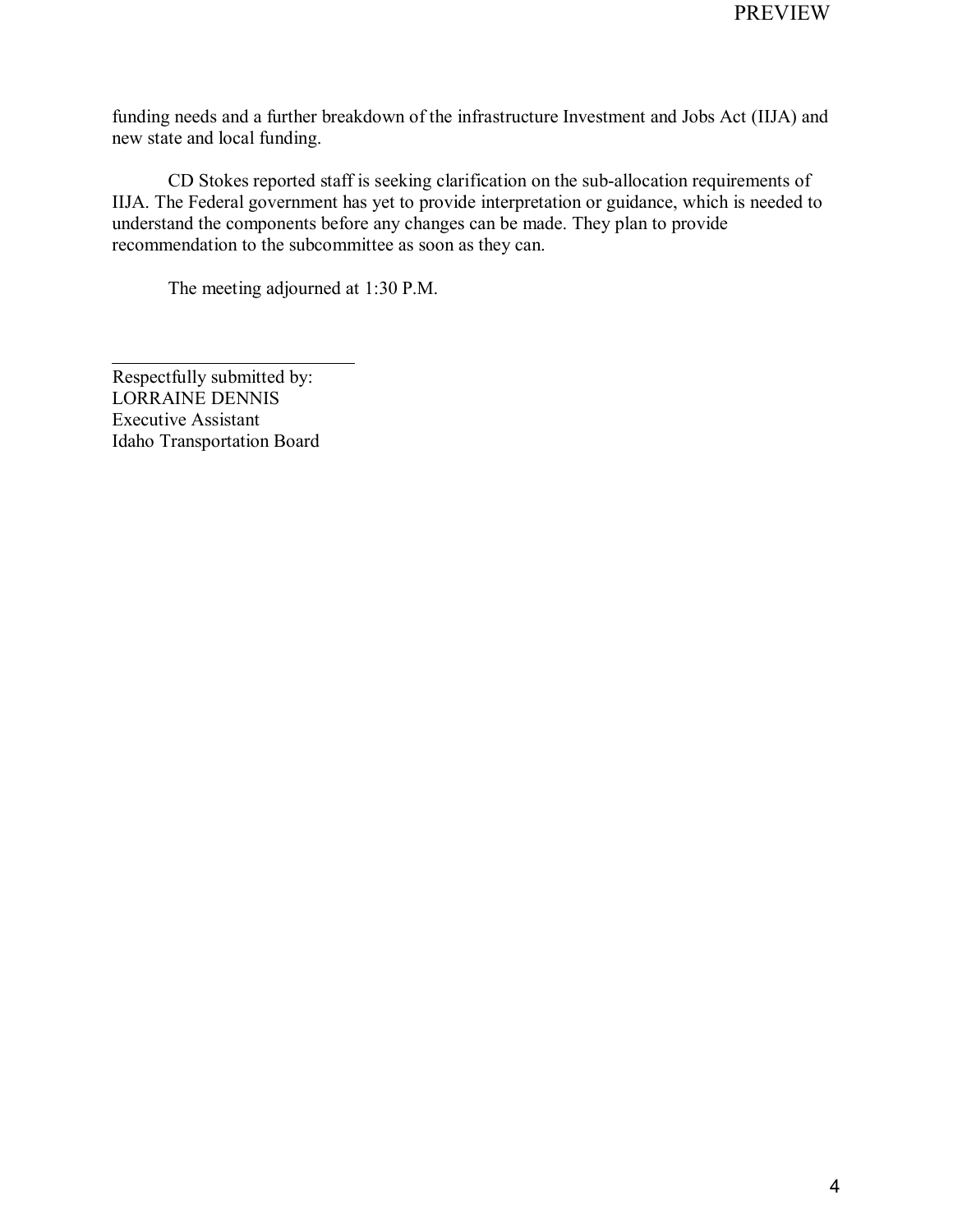funding needs and a further breakdown of the infrastructure Investment and Jobs Act (IIJA) and new state and local funding.

CD Stokes reported staff is seeking clarification on the sub-allocation requirements of IIJA. The Federal government has yet to provide interpretation or guidance, which is needed to understand the components before any changes can be made. They plan to provide recommendation to the subcommittee as soon as they can.

The meeting adjourned at 1:30 P.M.

\_\_\_\_\_\_\_\_\_\_\_\_\_\_\_\_\_\_\_\_\_\_\_\_\_\_\_\_

Respectfully submitted by:
LORRAINE DENNIS
Executive Assistant
Idaho Transportation Board